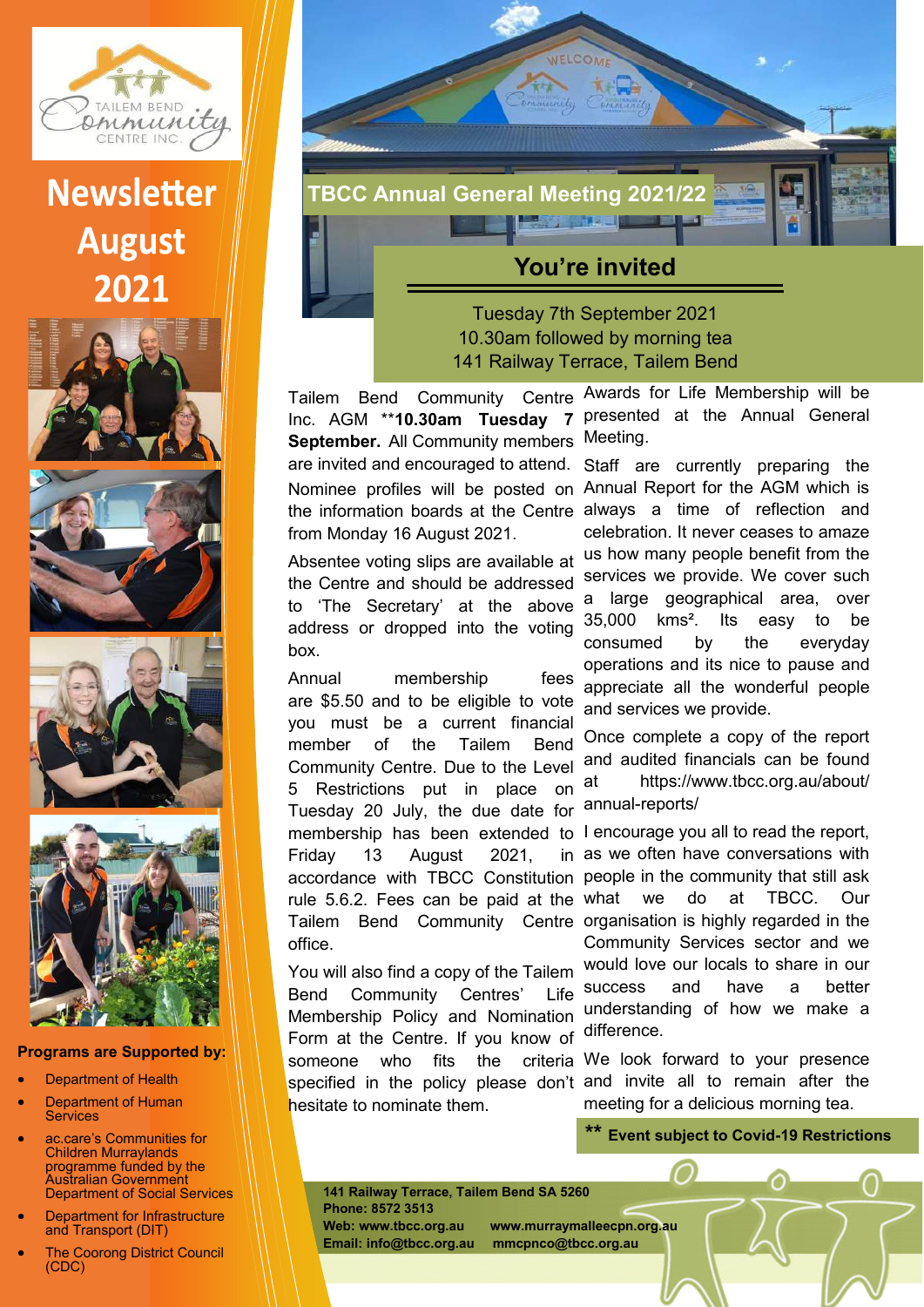# Newsletter August 2021

## TBCC Annual General Meeting 2021/22

### You're invited

Tuesday 7th September 2021
10.30am followed by morning tea
141 Railway Terrace, Tailem Bend

Tailem Bend Community Centre Inc. AGM ****10.30am Tuesday 7 September.** All Community members are invited and encouraged to attend.

Nominee profiles will be posted on the information boards at the Centre from Monday 16 August 2021.

Absentee voting slips are available at the Centre and should be addressed to 'The Secretary' at the above address or dropped into the voting box.

Annual membership fees are $5.50 and to be eligible to vote you must be a current financial member of the Tailem Bend Community Centre. Due to the Level 5 Restrictions put in place on Tuesday 20 July, the due date for membership has been extended to Friday 13 August 2021, in accordance with TBCC Constitution rule 5.6.2. Fees can be paid at the Tailem Bend Community Centre office.

You will also find a copy of the Tailem Bend Community Centres' Life Membership Policy and Nomination Form at the Centre. If you know of someone who fits the criteria specified in the policy please don't hesitate to nominate them.

Awards for Life Membership will be presented at the Annual General Meeting.

Staff are currently preparing the Annual Report for the AGM which is always a time of reflection and celebration. It never ceases to amaze us how many people benefit from the services we provide. We cover such a large geographical area, over 35,000 kms². Its easy to be consumed by the everyday operations and its nice to pause and appreciate all the wonderful people and services we provide.

Once complete a copy of the report and audited financials can be found at https://www.tbcc.org.au/about/annual-reports/

I encourage you all to read the report, as we often have conversations with people in the community that still ask what we do at TBCC. Our organisation is highly regarded in the Community Services sector and we would love our locals to share in our success and have a better understanding of how we make a difference.

We look forward to your presence and invite all to remain after the meeting for a delicious morning tea.

**** Event subject to Covid-19 Restrictions**

**Programs are Supported by:**

- Department of Health
- Department of Human Services
- ac.care's Communities for Children Murraylands programme funded by the Australian Government Department of Social Services
- Department for Infrastructure and Transport (DIT)
- The Coorong District Council (CDC)

**141 Railway Terrace, Tailem Bend SA 5260**
**Phone: 8572 3513**
**Web: www.tbcc.org.au** **www.murraymalleecpn.org.au**
**Email: info@tbcc.org.au** **mmcpnco@tbcc.org.au**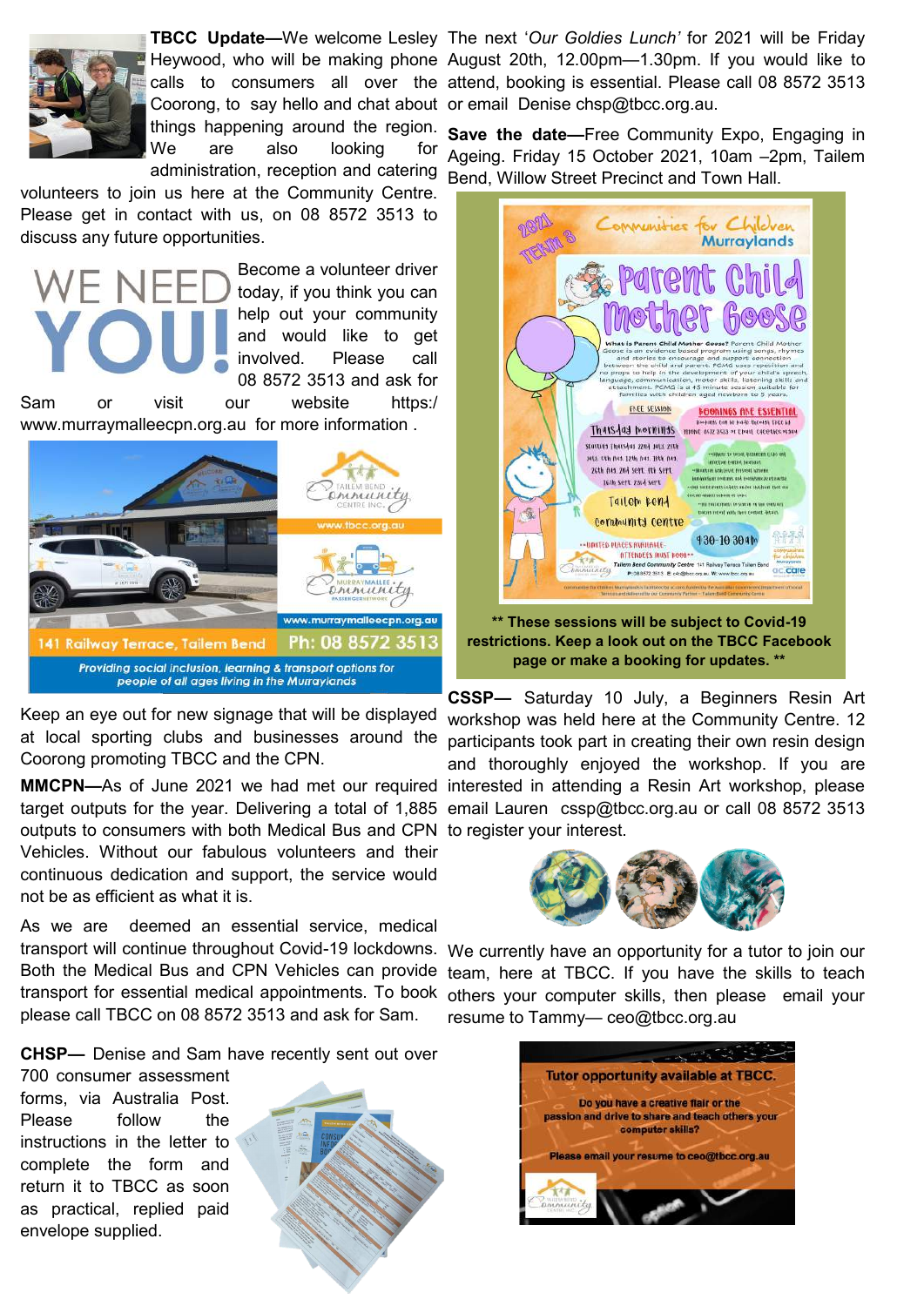**TBCC Update**—We welcome Lesley Heywood, who will be making phone calls to consumers all over the Coorong, to say hello and chat about things happening around the region. We are also looking for administration, reception and catering volunteers to join us here at the Community Centre. Please get in contact with us, on 08 8572 3513 to discuss any future opportunities.

WE NEED YOU!

Become a volunteer driver today, if you think you can help out your community and would like to get involved. Please call 08 8572 3513 and ask for Sam or visit our website https://www.murraymalleecpn.org.au for more information .

Keep an eye out for new signage that will be displayed at local sporting clubs and businesses around the Coorong promoting TBCC and the CPN.

**MMCPN**—As of June 2021 we had met our required target outputs for the year. Delivering a total of 1,885 outputs to consumers with both Medical Bus and CPN Vehicles. Without our fabulous volunteers and their continuous dedication and support, the service would not be as efficient as what it is.

As we are deemed an essential service, medical transport will continue throughout Covid-19 lockdowns. Both the Medical Bus and CPN Vehicles can provide transport for essential medical appointments. To book please call TBCC on 08 8572 3513 and ask for Sam.

**CHSP**— Denise and Sam have recently sent out over 700 consumer assessment forms, via Australia Post. Please follow the instructions in the letter to complete the form and return it to TBCC as soon as practical, replied paid envelope supplied.

The next '*Our Goldies Lunch*' for 2021 will be Friday August 20th, 12.00pm—1.30pm. If you would like to attend, booking is essential. Please call 08 8572 3513 or email Denise chsp@tbcc.org.au.

**Save the date**—Free Community Expo, Engaging in Ageing. Friday 15 October 2021, 10am –2pm, Tailem Bend, Willow Street Precinct and Town Hall.

**\*\* These sessions will be subject to Covid-19 restrictions. Keep a look out on the TBCC Facebook page or make a booking for updates. \*\***

**CSSP**— Saturday 10 July, a Beginners Resin Art workshop was held here at the Community Centre. 12 participants took part in creating their own resin design and thoroughly enjoyed the workshop. If you are interested in attending a Resin Art workshop, please email Lauren cssp@tbcc.org.au or call 08 8572 3513 to register your interest.

We currently have an opportunity for a tutor to join our team, here at TBCC. If you have the skills to teach others your computer skills, then please email your resume to Tammy— ceo@tbcc.org.au